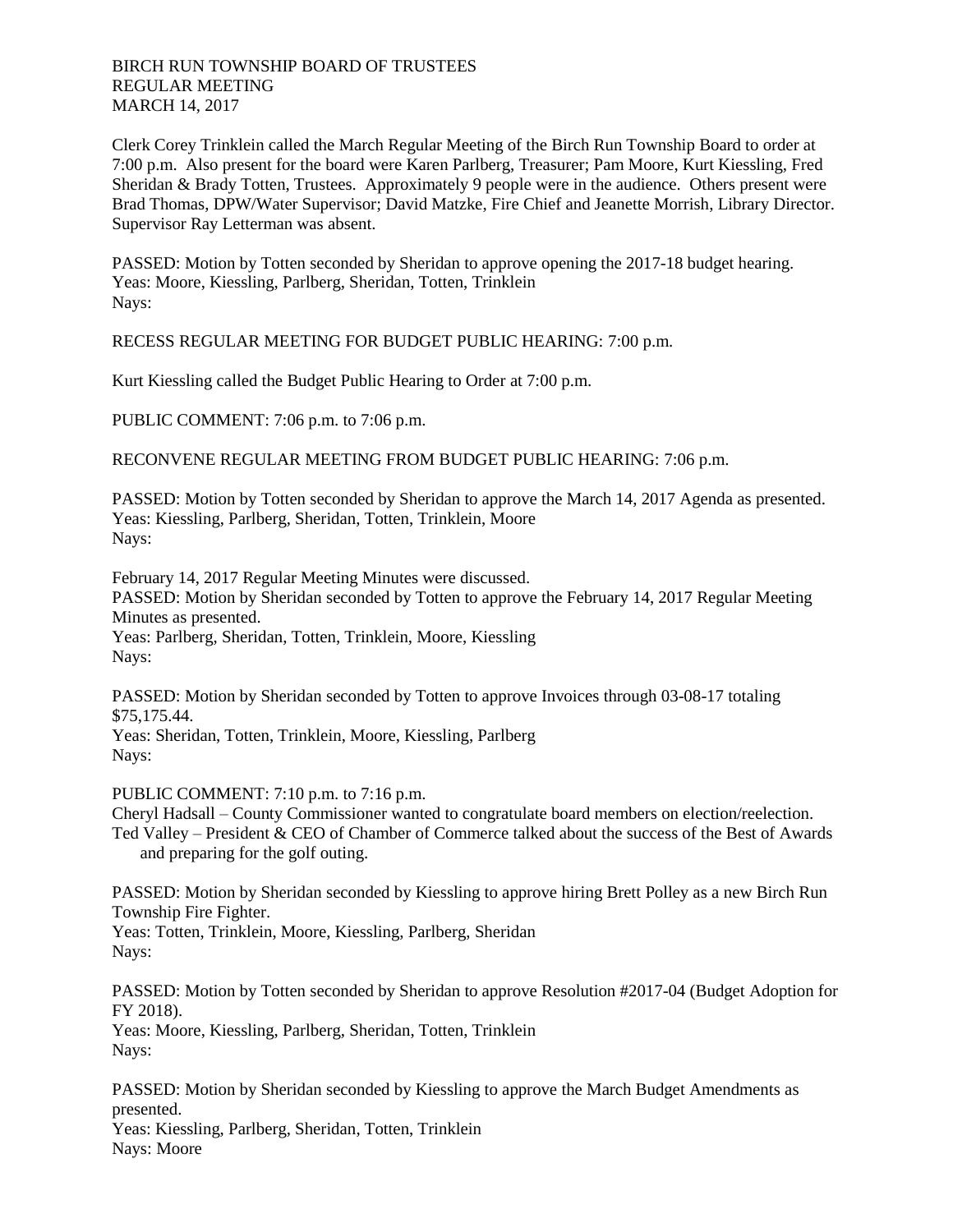BIRCH RUN TOWNSHIP BOARD OF TRUSTEES
REGULAR MEETING
MARCH 14, 2017

Clerk Corey Trinklein called the March Regular Meeting of the Birch Run Township Board to order at 7:00 p.m. Also present for the board were Karen Parlberg, Treasurer; Pam Moore, Kurt Kiessling, Fred Sheridan & Brady Totten, Trustees. Approximately 9 people were in the audience. Others present were Brad Thomas, DPW/Water Supervisor; David Matzke, Fire Chief and Jeanette Morrish, Library Director. Supervisor Ray Letterman was absent.

PASSED: Motion by Totten seconded by Sheridan to approve opening the 2017-18 budget hearing.
Yeas: Moore, Kiessling, Parlberg, Sheridan, Totten, Trinklein
Nays:

RECESS REGULAR MEETING FOR BUDGET PUBLIC HEARING: 7:00 p.m.

Kurt Kiessling called the Budget Public Hearing to Order at 7:00 p.m.

PUBLIC COMMENT: 7:06 p.m. to 7:06 p.m.

RECONVENE REGULAR MEETING FROM BUDGET PUBLIC HEARING: 7:06 p.m.

PASSED: Motion by Totten seconded by Sheridan to approve the March 14, 2017 Agenda as presented.
Yeas: Kiessling, Parlberg, Sheridan, Totten, Trinklein, Moore
Nays:

February 14, 2017 Regular Meeting Minutes were discussed.
PASSED: Motion by Sheridan seconded by Totten to approve the February 14, 2017 Regular Meeting Minutes as presented.
Yeas: Parlberg, Sheridan, Totten, Trinklein, Moore, Kiessling
Nays:

PASSED: Motion by Sheridan seconded by Totten to approve Invoices through 03-08-17 totaling $75,175.44.
Yeas: Sheridan, Totten, Trinklein, Moore, Kiessling, Parlberg
Nays:

PUBLIC COMMENT: 7:10 p.m. to 7:16 p.m.
Cheryl Hadsall – County Commissioner wanted to congratulate board members on election/reelection.
Ted Valley – President & CEO of Chamber of Commerce talked about the success of the Best of Awards and preparing for the golf outing.

PASSED: Motion by Sheridan seconded by Kiessling to approve hiring Brett Polley as a new Birch Run Township Fire Fighter.
Yeas: Totten, Trinklein, Moore, Kiessling, Parlberg, Sheridan
Nays:

PASSED: Motion by Totten seconded by Sheridan to approve Resolution #2017-04 (Budget Adoption for FY 2018).
Yeas: Moore, Kiessling, Parlberg, Sheridan, Totten, Trinklein
Nays:

PASSED: Motion by Sheridan seconded by Kiessling to approve the March Budget Amendments as presented.
Yeas: Kiessling, Parlberg, Sheridan, Totten, Trinklein
Nays: Moore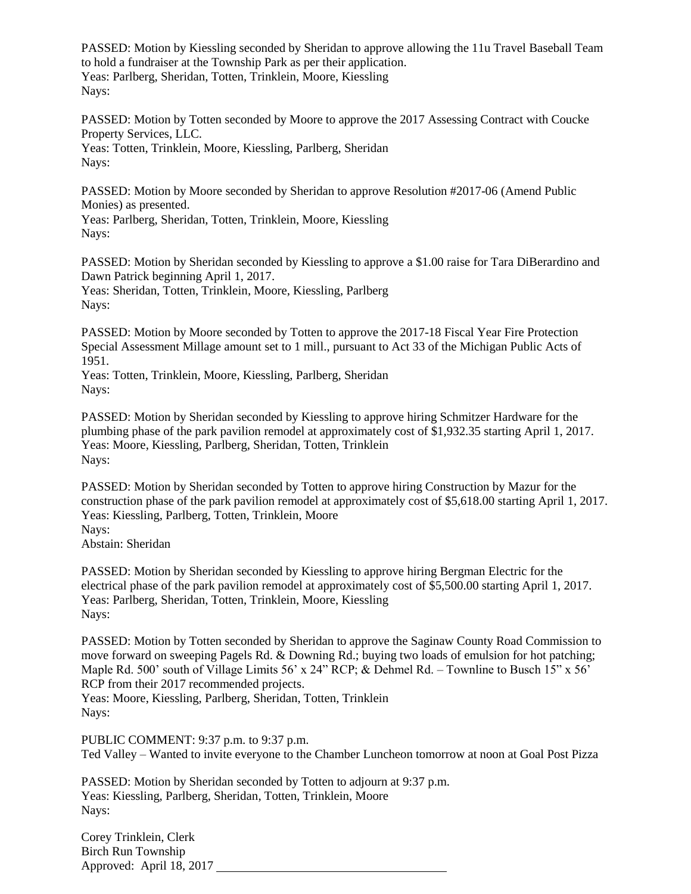PASSED: Motion by Kiessling seconded by Sheridan to approve allowing the 11u Travel Baseball Team to hold a fundraiser at the Township Park as per their application.
Yeas: Parlberg, Sheridan, Totten, Trinklein, Moore, Kiessling
Nays:

PASSED: Motion by Totten seconded by Moore to approve the 2017 Assessing Contract with Coucke Property Services, LLC.
Yeas: Totten, Trinklein, Moore, Kiessling, Parlberg, Sheridan
Nays:

PASSED: Motion by Moore seconded by Sheridan to approve Resolution #2017-06 (Amend Public Monies) as presented.
Yeas: Parlberg, Sheridan, Totten, Trinklein, Moore, Kiessling
Nays:

PASSED: Motion by Sheridan seconded by Kiessling to approve a $1.00 raise for Tara DiBerardino and Dawn Patrick beginning April 1, 2017.
Yeas: Sheridan, Totten, Trinklein, Moore, Kiessling, Parlberg
Nays:

PASSED: Motion by Moore seconded by Totten to approve the 2017-18 Fiscal Year Fire Protection Special Assessment Millage amount set to 1 mill., pursuant to Act 33 of the Michigan Public Acts of 1951.
Yeas: Totten, Trinklein, Moore, Kiessling, Parlberg, Sheridan
Nays:

PASSED: Motion by Sheridan seconded by Kiessling to approve hiring Schmitzer Hardware for the plumbing phase of the park pavilion remodel at approximately cost of $1,932.35 starting April 1, 2017.
Yeas: Moore, Kiessling, Parlberg, Sheridan, Totten, Trinklein
Nays:

PASSED: Motion by Sheridan seconded by Totten to approve hiring Construction by Mazur for the construction phase of the park pavilion remodel at approximately cost of $5,618.00 starting April 1, 2017.
Yeas: Kiessling, Parlberg, Totten, Trinklein, Moore
Nays:
Abstain: Sheridan

PASSED: Motion by Sheridan seconded by Kiessling to approve hiring Bergman Electric for the electrical phase of the park pavilion remodel at approximately cost of $5,500.00 starting April 1, 2017.
Yeas: Parlberg, Sheridan, Totten, Trinklein, Moore, Kiessling
Nays:

PASSED: Motion by Totten seconded by Sheridan to approve the Saginaw County Road Commission to move forward on sweeping Pagels Rd. & Downing Rd.; buying two loads of emulsion for hot patching; Maple Rd. 500' south of Village Limits 56' x 24" RCP; & Dehmel Rd. – Townline to Busch 15" x 56' RCP from their 2017 recommended projects.
Yeas: Moore, Kiessling, Parlberg, Sheridan, Totten, Trinklein
Nays:

PUBLIC COMMENT: 9:37 p.m. to 9:37 p.m.
Ted Valley – Wanted to invite everyone to the Chamber Luncheon tomorrow at noon at Goal Post Pizza

PASSED: Motion by Sheridan seconded by Totten to adjourn at 9:37 p.m.
Yeas: Kiessling, Parlberg, Sheridan, Totten, Trinklein, Moore
Nays:

Corey Trinklein, Clerk
Birch Run Township
Approved: April 18, 2017 ______________________________________